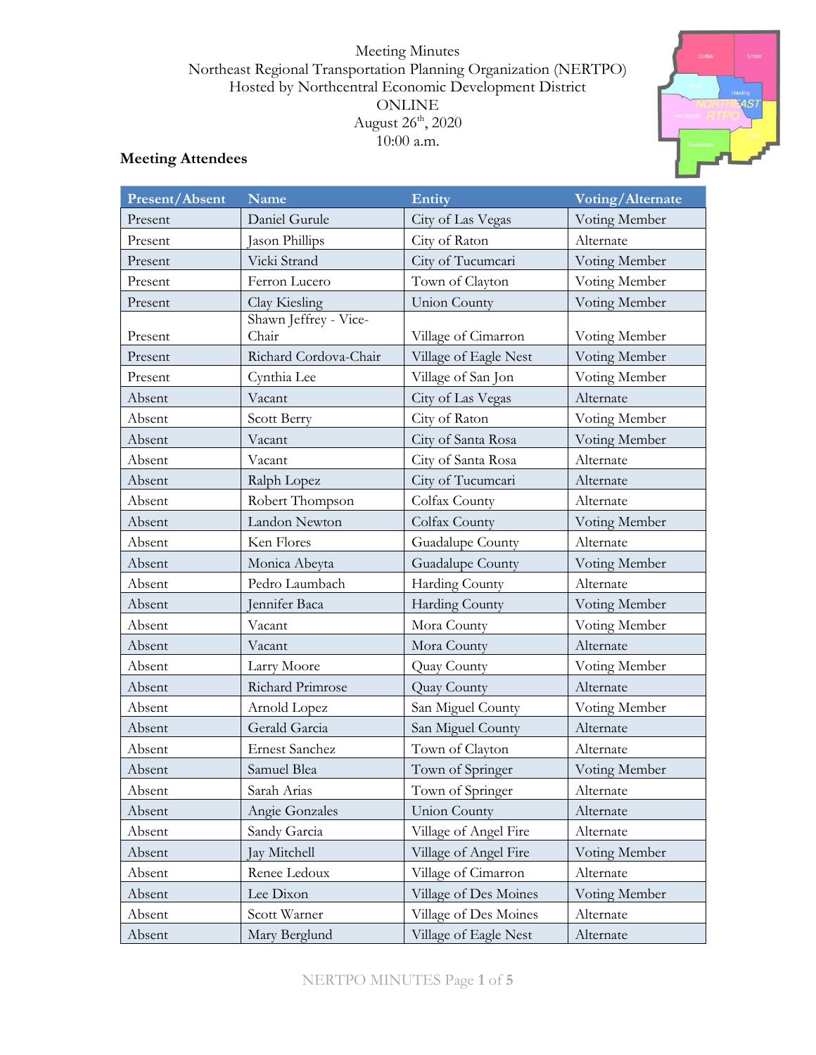Meeting Minutes
Northeast Regional Transportation Planning Organization (NERTPO)
Hosted by Northcentral Economic Development District
ONLINE
August 26th, 2020
10:00 a.m.

**Meeting Attendees**

| Present/Absent | Name | Entity | Voting/Alternate |
|---|---|---|---|
| Present | Daniel Gurule | City of Las Vegas | Voting Member |
| Present | Jason Phillips | City of Raton | Alternate |
| Present | Vicki Strand | City of Tucumcari | Voting Member |
| Present | Ferron Lucero | Town of Clayton | Voting Member |
| Present | Clay Kiesling | Union County | Voting Member |
| Present | Shawn Jeffrey - Vice-Chair | Village of Cimarron | Voting Member |
| Present | Richard Cordova-Chair | Village of Eagle Nest | Voting Member |
| Present | Cynthia Lee | Village of San Jon | Voting Member |
| Absent | Vacant | City of Las Vegas | Alternate |
| Absent | Scott Berry | City of Raton | Voting Member |
| Absent | Vacant | City of Santa Rosa | Voting Member |
| Absent | Vacant | City of Santa Rosa | Alternate |
| Absent | Ralph Lopez | City of Tucumcari | Alternate |
| Absent | Robert Thompson | Colfax County | Alternate |
| Absent | Landon Newton | Colfax County | Voting Member |
| Absent | Ken Flores | Guadalupe County | Alternate |
| Absent | Monica Abeyta | Guadalupe County | Voting Member |
| Absent | Pedro Laumbach | Harding County | Alternate |
| Absent | Jennifer Baca | Harding County | Voting Member |
| Absent | Vacant | Mora County | Voting Member |
| Absent | Vacant | Mora County | Alternate |
| Absent | Larry Moore | Quay County | Voting Member |
| Absent | Richard Primrose | Quay County | Alternate |
| Absent | Arnold Lopez | San Miguel County | Voting Member |
| Absent | Gerald Garcia | San Miguel County | Alternate |
| Absent | Ernest Sanchez | Town of Clayton | Alternate |
| Absent | Samuel Blea | Town of Springer | Voting Member |
| Absent | Sarah Arias | Town of Springer | Alternate |
| Absent | Angie Gonzales | Union County | Alternate |
| Absent | Sandy Garcia | Village of Angel Fire | Alternate |
| Absent | Jay Mitchell | Village of Angel Fire | Voting Member |
| Absent | Renee Ledoux | Village of Cimarron | Alternate |
| Absent | Lee Dixon | Village of Des Moines | Voting Member |
| Absent | Scott Warner | Village of Des Moines | Alternate |
| Absent | Mary Berglund | Village of Eagle Nest | Alternate |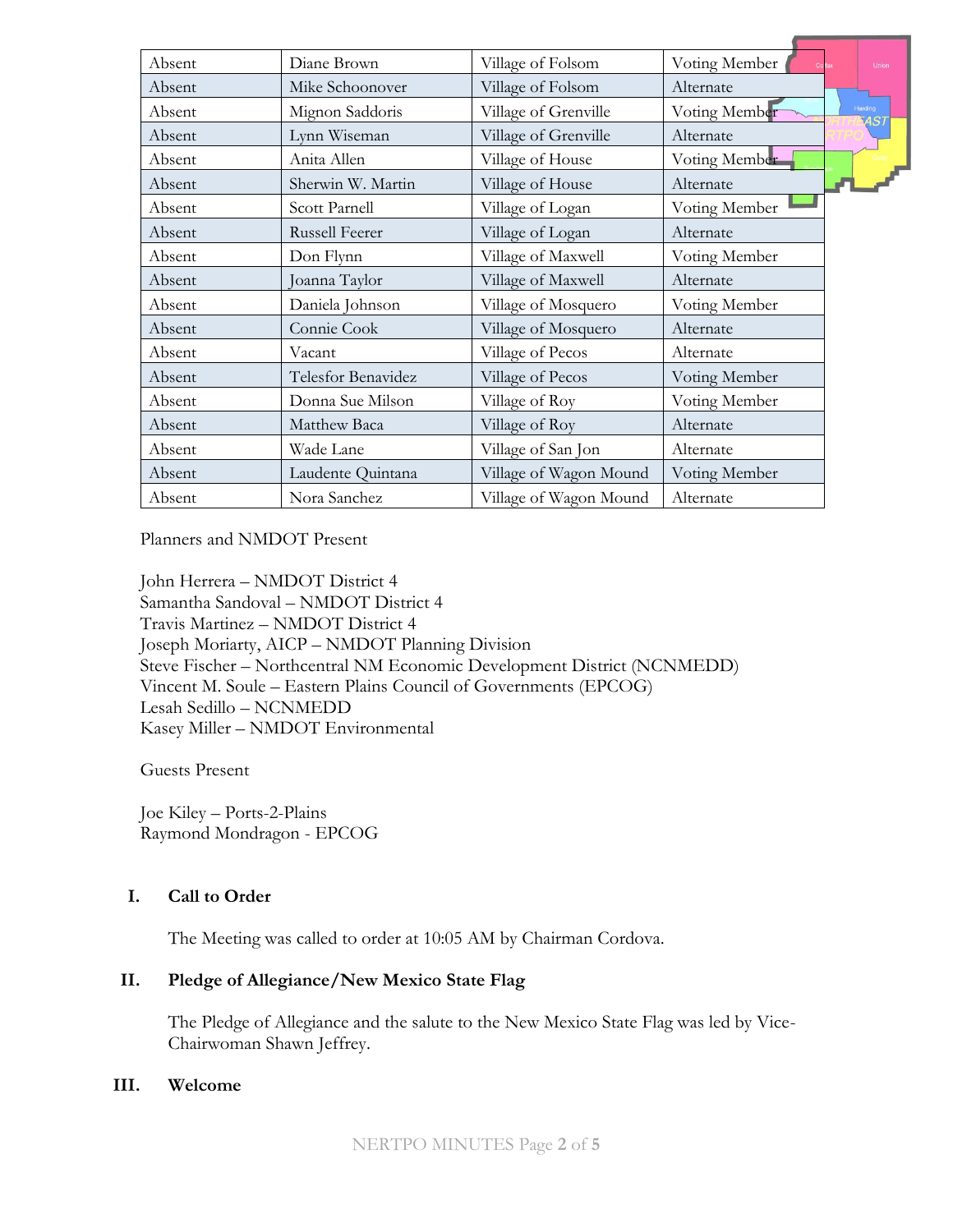| Absent | Diane Brown | Village of Folsom | Voting Member |
|---|---|---|---|
| Absent | Mike Schoonover | Village of Folsom | Alternate |
| Absent | Mignon Saddoris | Village of Grenville | Voting Member |
| Absent | Lynn Wiseman | Village of Grenville | Alternate |
| Absent | Anita Allen | Village of House | Voting Member |
| Absent | Sherwin W. Martin | Village of House | Alternate |
| Absent | Scott Parnell | Village of Logan | Voting Member |
| Absent | Russell Feerer | Village of Logan | Alternate |
| Absent | Don Flynn | Village of Maxwell | Voting Member |
| Absent | Joanna Taylor | Village of Maxwell | Alternate |
| Absent | Daniela Johnson | Village of Mosquero | Voting Member |
| Absent | Connie Cook | Village of Mosquero | Alternate |
| Absent | Vacant | Village of Pecos | Alternate |
| Absent | Telesfor Benavidez | Village of Pecos | Voting Member |
| Absent | Donna Sue Milson | Village of Roy | Voting Member |
| Absent | Matthew Baca | Village of Roy | Alternate |
| Absent | Wade Lane | Village of San Jon | Alternate |
| Absent | Laudente Quintana | Village of Wagon Mound | Voting Member |
| Absent | Nora Sanchez | Village of Wagon Mound | Alternate |

Planners and NMDOT Present

John Herrera – NMDOT District 4
Samantha Sandoval – NMDOT District 4
Travis Martinez – NMDOT District 4
Joseph Moriarty, AICP – NMDOT Planning Division
Steve Fischer – Northcentral NM Economic Development District (NCNMEDD)
Vincent M. Soule – Eastern Plains Council of Governments (EPCOG)
Lesah Sedillo – NCNMEDD
Kasey Miller – NMDOT Environmental

Guests Present

Joe Kiley – Ports-2-Plains
Raymond Mondragon - EPCOG

## I. Call to Order

The Meeting was called to order at 10:05 AM by Chairman Cordova.

## II. Pledge of Allegiance/New Mexico State Flag

The Pledge of Allegiance and the salute to the New Mexico State Flag was led by Vice-Chairwoman Shawn Jeffrey.

## III. Welcome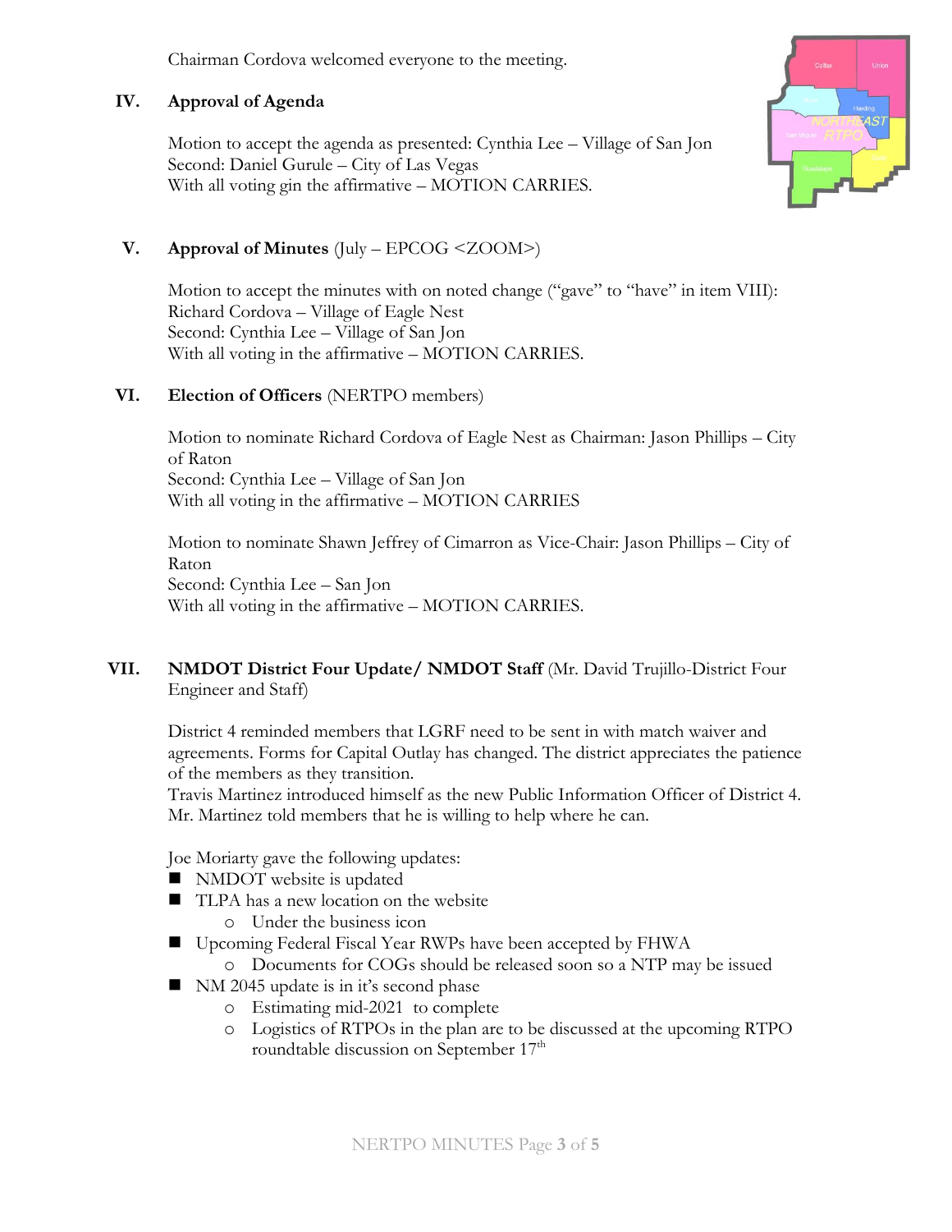Chairman Cordova welcomed everyone to the meeting.

## IV. Approval of Agenda

Motion to accept the agenda as presented: Cynthia Lee – Village of San Jon
Second: Daniel Gurule – City of Las Vegas
With all voting gin the affirmative – MOTION CARRIES.

## V. Approval of Minutes (July – EPCOG <ZOOM>)

Motion to accept the minutes with on noted change ("gave" to "have" in item VIII):
Richard Cordova – Village of Eagle Nest
Second: Cynthia Lee – Village of San Jon
With all voting in the affirmative – MOTION CARRIES.

## VI. Election of Officers (NERTPO members)

Motion to nominate Richard Cordova of Eagle Nest as Chairman: Jason Phillips – City of Raton
Second: Cynthia Lee – Village of San Jon
With all voting in the affirmative – MOTION CARRIES

Motion to nominate Shawn Jeffrey of Cimarron as Vice-Chair: Jason Phillips – City of Raton
Second: Cynthia Lee – San Jon
With all voting in the affirmative – MOTION CARRIES.

## VII. NMDOT District Four Update/ NMDOT Staff (Mr. David Trujillo-District Four Engineer and Staff)

District 4 reminded members that LGRF need to be sent in with match waiver and agreements. Forms for Capital Outlay has changed. The district appreciates the patience of the members as they transition.
Travis Martinez introduced himself as the new Public Information Officer of District 4. Mr. Martinez told members that he is willing to help where he can.

Joe Moriarty gave the following updates:

- NMDOT website is updated
- TLPA has a new location on the website
  - Under the business icon
- Upcoming Federal Fiscal Year RWPs have been accepted by FHWA
  - Documents for COGs should be released soon so a NTP may be issued
- NM 2045 update is in it's second phase
  - Estimating mid-2021 to complete
  - Logistics of RTPOs in the plan are to be discussed at the upcoming RTPO roundtable discussion on September 17th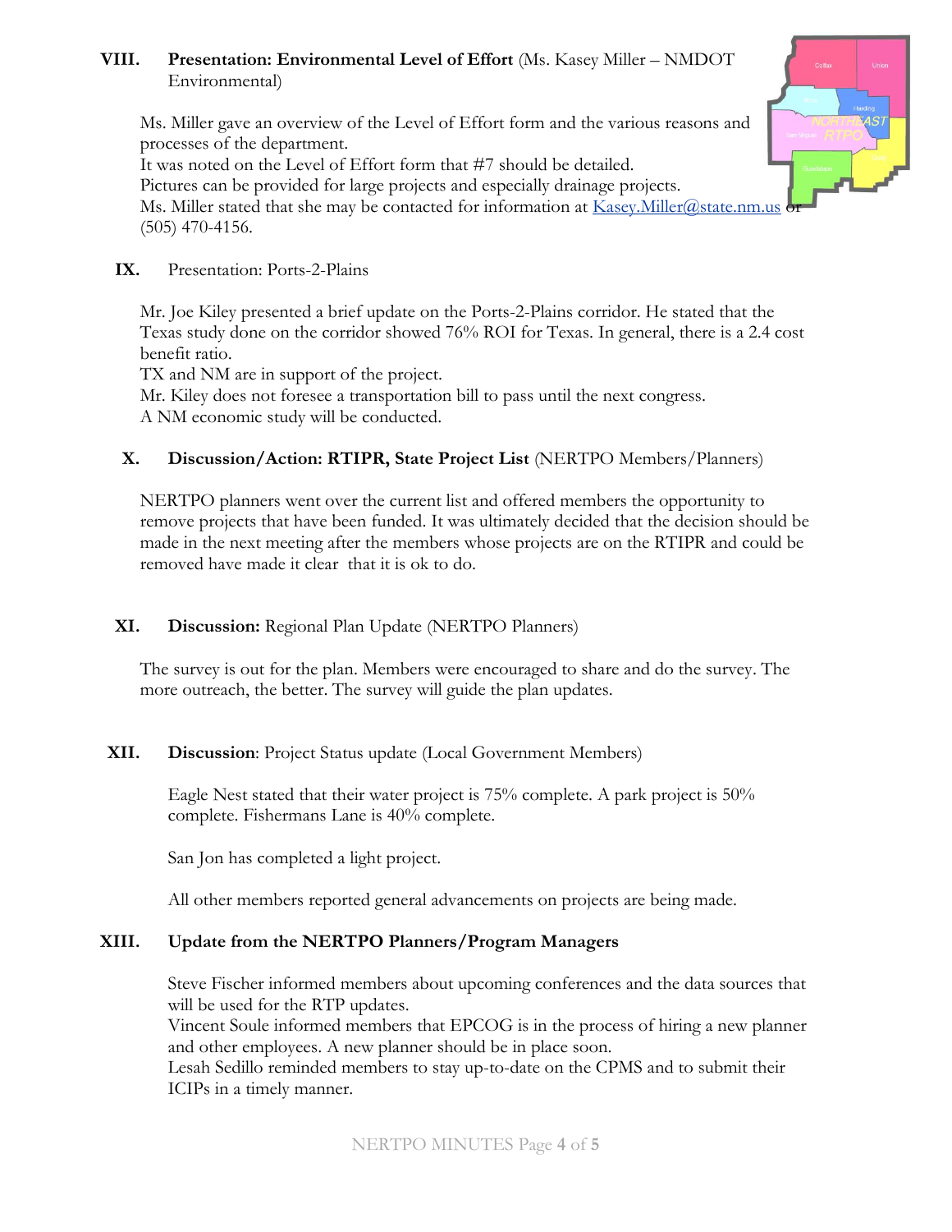**VIII. Presentation: Environmental Level of Effort** (Ms. Kasey Miller – NMDOT Environmental)

Ms. Miller gave an overview of the Level of Effort form and the various reasons and processes of the department.
It was noted on the Level of Effort form that #7 should be detailed.
Pictures can be provided for large projects and especially drainage projects.
Ms. Miller stated that she may be contacted for information at Kasey.Miller@state.nm.us or (505) 470-4156.

**IX.** Presentation: Ports-2-Plains

Mr. Joe Kiley presented a brief update on the Ports-2-Plains corridor. He stated that the Texas study done on the corridor showed 76% ROI for Texas. In general, there is a 2.4 cost benefit ratio.
TX and NM are in support of the project.
Mr. Kiley does not foresee a transportation bill to pass until the next congress.
A NM economic study will be conducted.

**X. Discussion/Action: RTIPR, State Project List** (NERTPO Members/Planners)

NERTPO planners went over the current list and offered members the opportunity to remove projects that have been funded. It was ultimately decided that the decision should be made in the next meeting after the members whose projects are on the RTIPR and could be removed have made it clear that it is ok to do.

**XI. Discussion:** Regional Plan Update (NERTPO Planners)

The survey is out for the plan. Members were encouraged to share and do the survey. The more outreach, the better. The survey will guide the plan updates.

**XII. Discussion**: Project Status update (Local Government Members)

Eagle Nest stated that their water project is 75% complete. A park project is 50% complete. Fishermans Lane is 40% complete.

San Jon has completed a light project.

All other members reported general advancements on projects are being made.

**XIII. Update from the NERTPO Planners/Program Managers**

Steve Fischer informed members about upcoming conferences and the data sources that will be used for the RTP updates.
Vincent Soule informed members that EPCOG is in the process of hiring a new planner and other employees. A new planner should be in place soon.
Lesah Sedillo reminded members to stay up-to-date on the CPMS and to submit their ICIPs in a timely manner.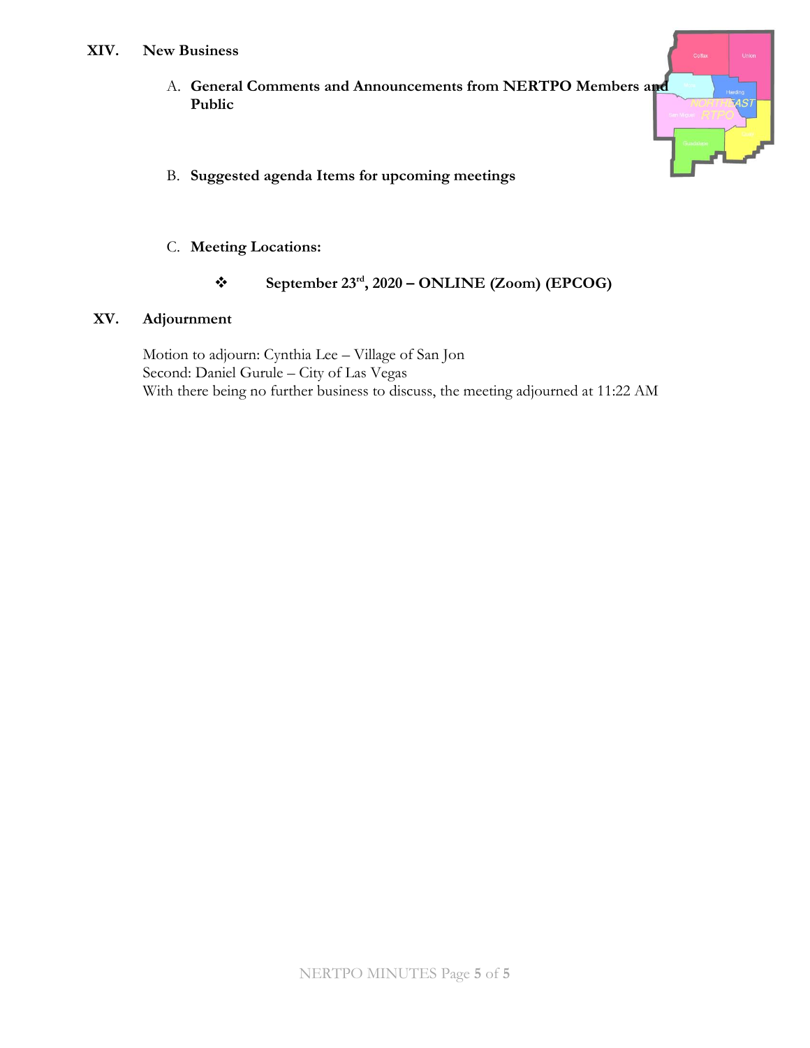## XIV. New Business

A. **General Comments and Announcements from NERTPO Members and Public**

B. **Suggested agenda Items for upcoming meetings**

C. **Meeting Locations:**

- **September 23rd, 2020 – ONLINE (Zoom) (EPCOG)**

## XV. Adjournment

Motion to adjourn: Cynthia Lee – Village of San Jon
Second: Daniel Gurule – City of Las Vegas
With there being no further business to discuss, the meeting adjourned at 11:22 AM